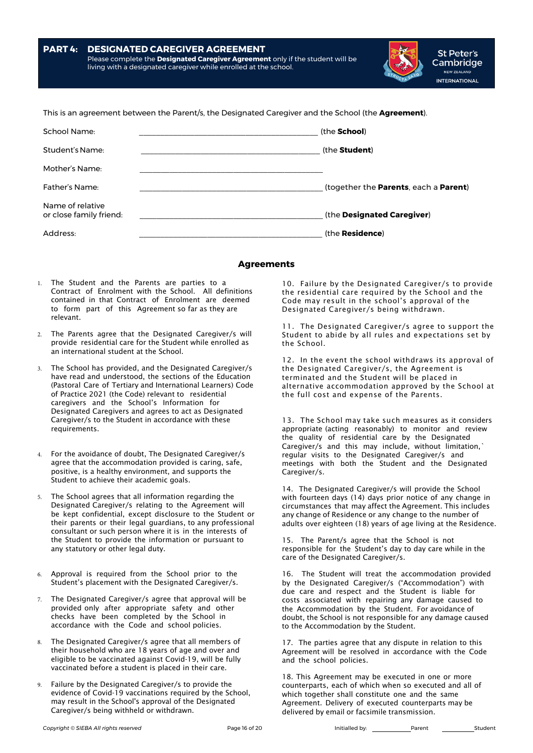# PART 4: DESIGNATED CAREGIVER AGREEMENT

Please complete the **Designated Caregiver Agreement** only if the student will be living with a designated caregiver while enrolled at the school.

St Peter's Cambridge NEW ZEALAND INTERNATIONAL

This is an agreement between the Parent/s, the Designated Caregiver and the School (the **Agreement**).

| | | |
|---|---|---|
| School Name: | ______________________________ | (the **School**) |
| Student's Name: | ______________________________ | (the **Student**) |
| Mother's Name: | ______________________________ | |
| Father's Name: | ______________________________ | (together the **Parents**, each a **Parent**) |
| Name of relative or close family friend: | ______________________________ | (the **Designated Caregiver**) |
| Address: | ______________________________ | (the **Residence**) |

## Agreements

1. The Student and the Parents are parties to a Contract of Enrolment with the School. All definitions contained in that Contract of Enrolment are deemed to form part of this Agreement so far as they are relevant.
2. The Parents agree that the Designated Caregiver/s will provide residential care for the Student while enrolled as an international student at the School.
3. The School has provided, and the Designated Caregiver/s have read and understood, the sections of the Education (Pastoral Care of Tertiary and International Learners) Code of Practice 2021 (the Code) relevant to residential caregivers and the School's Information for Designated Caregivers and agrees to act as Designated Caregiver/s to the Student in accordance with these requirements.
4. For the avoidance of doubt, The Designated Caregiver/s agree that the accommodation provided is caring, safe, positive, is a healthy environment, and supports the Student to achieve their academic goals.
5. The School agrees that all information regarding the Designated Caregiver/s relating to the Agreement will be kept confidential, except disclosure to the Student or their parents or their legal guardians, to any professional consultant or such person where it is in the interests of the Student to provide the information or pursuant to any statutory or other legal duty.
6. Approval is required from the School prior to the Student's placement with the Designated Caregiver/s.
7. The Designated Caregiver/s agree that approval will be provided only after appropriate safety and other checks have been completed by the School in accordance with the Code and school policies.
8. The Designated Caregiver/s agree that all members of their household who are 18 years of age and over and eligible to be vaccinated against Covid-19, will be fully vaccinated before a student is placed in their care.
9. Failure by the Designated Caregiver/s to provide the evidence of Covid-19 vaccinations required by the School, may result in the School's approval of the Designated Caregiver/s being withheld or withdrawn.
10. Failure by the Designated Caregiver/s to provide the residential care required by the School and the Code may result in the school's approval of the Designated Caregiver/s being withdrawn.
11. The Designated Caregiver/s agree to support the Student to abide by all rules and expectations set by the School.
12. In the event the school withdraws its approval of the Designated Caregiver/s, the Agreement is terminated and the Student will be placed in alternative accommodation approved by the School at the full cost and expense of the Parents.
13. The School may take such measures as it considers appropriate (acting reasonably) to monitor and review the quality of residential care by the Designated Caregiver/s and this may include, without limitation,` regular visits to the Designated Caregiver/s and meetings with both the Student and the Designated Caregiver/s.
14. The Designated Caregiver/s will provide the School with fourteen days (14) days prior notice of any change in circumstances that may affect the Agreement. This includes any change of Residence or any change to the number of adults over eighteen (18) years of age living at the Residence.
15. The Parent/s agree that the School is not responsible for the Student's day to day care while in the care of the Designated Caregiver/s.
16. The Student will treat the accommodation provided by the Designated Caregiver/s ("Accommodation") with due care and respect and the Student is liable for costs associated with repairing any damage caused to the Accommodation by the Student. For avoidance of doubt, the School is not responsible for any damage caused to the Accommodation by the Student.
17. The parties agree that any dispute in relation to this Agreement will be resolved in accordance with the Code and the school policies.
18. This Agreement may be executed in one or more counterparts, each of which when so executed and all of which together shall constitute one and the same Agreement. Delivery of executed counterparts may be delivered by email or facsimile transmission.

*Copyright © SIEBA All rights reserved*

Initialled by: __________ Parent __________ Student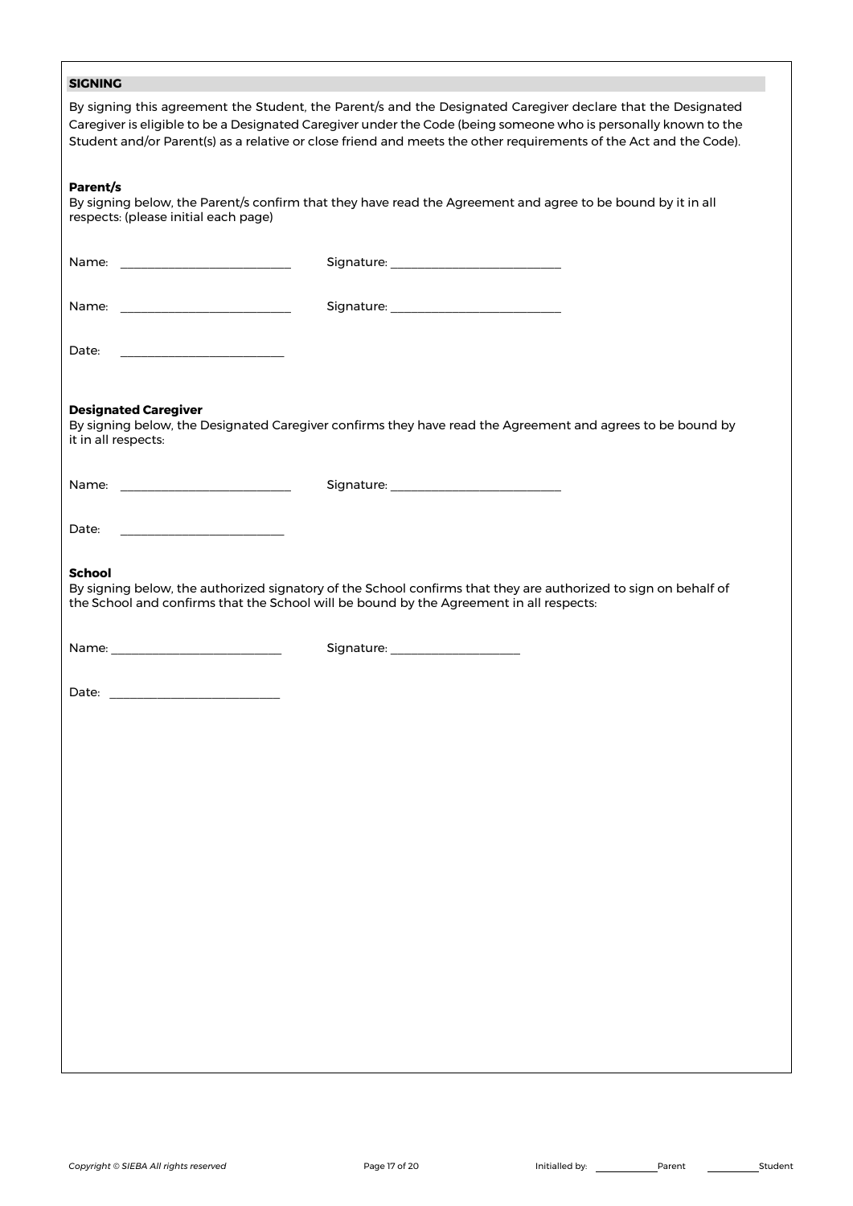## SIGNING

By signing this agreement the Student, the Parent/s and the Designated Caregiver declare that the Designated Caregiver is eligible to be a Designated Caregiver under the Code (being someone who is personally known to the Student and/or Parent(s) as a relative or close friend and meets the other requirements of the Act and the Code).

**Parent/s**

By signing below, the Parent/s confirm that they have read the Agreement and agree to be bound by it in all respects: (please initial each page)

Name: ___________________________ Signature: ___________________________

Name: ___________________________ Signature: ___________________________

Date: ___________________________

**Designated Caregiver**

By signing below, the Designated Caregiver confirms they have read the Agreement and agrees to be bound by it in all respects:

Name: ___________________________ Signature: ___________________________

Date: ___________________________

**School**

By signing below, the authorized signatory of the School confirms that they are authorized to sign on behalf of the School and confirms that the School will be bound by the Agreement in all respects:

Name: ___________________________ Signature: _____________________

Date: ___________________________